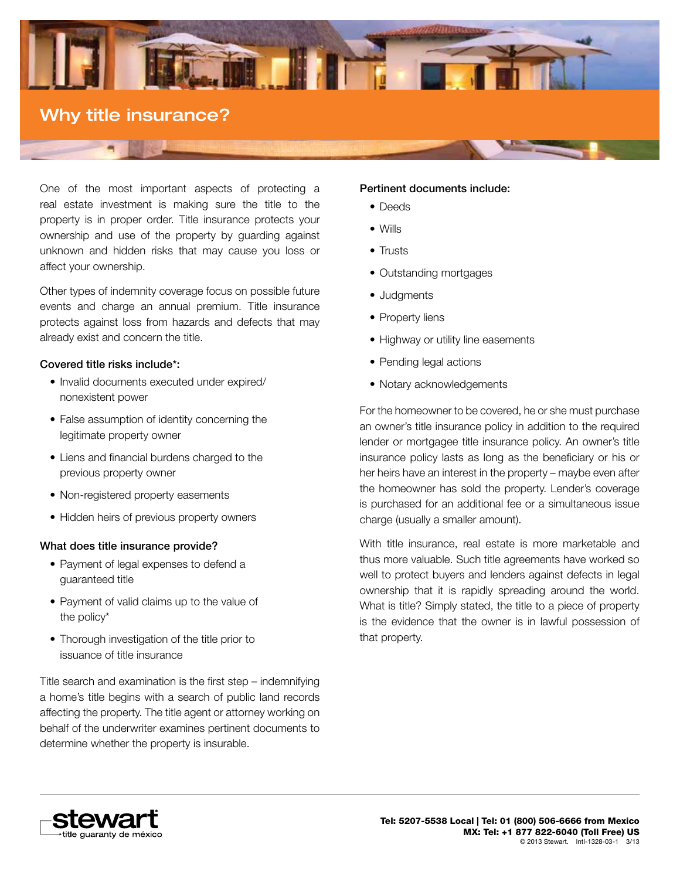# Why title insurance?

One of the most important aspects of protecting a real estate investment is making sure the title to the property is in proper order. Title insurance protects your ownership and use of the property by guarding against unknown and hidden risks that may cause you loss or affect your ownership.

Other types of indemnity coverage focus on possible future events and charge an annual premium. Title insurance protects against loss from hazards and defects that may already exist and concern the title.

**Covered title risks include*:**

- Invalid documents executed under expired/ nonexistent power
- False assumption of identity concerning the legitimate property owner
- Liens and financial burdens charged to the previous property owner
- Non-registered property easements
- Hidden heirs of previous property owners

**What does title insurance provide?**

- Payment of legal expenses to defend a guaranteed title
- Payment of valid claims up to the value of the policy*
- Thorough investigation of the title prior to issuance of title insurance

Title search and examination is the first step – indemnifying a home's title begins with a search of public land records affecting the property. The title agent or attorney working on behalf of the underwriter examines pertinent documents to determine whether the property is insurable.

**Pertinent documents include:**

- Deeds
- Wills
- Trusts
- Outstanding mortgages
- Judgments
- Property liens
- Highway or utility line easements
- Pending legal actions
- Notary acknowledgements

For the homeowner to be covered, he or she must purchase an owner's title insurance policy in addition to the required lender or mortgagee title insurance policy. An owner's title insurance policy lasts as long as the beneficiary or his or her heirs have an interest in the property – maybe even after the homeowner has sold the property. Lender's coverage is purchased for an additional fee or a simultaneous issue charge (usually a smaller amount).

With title insurance, real estate is more marketable and thus more valuable. Such title agreements have worked so well to protect buyers and lenders against defects in legal ownership that it is rapidly spreading around the world. What is title? Simply stated, the title to a piece of property is the evidence that the owner is in lawful possession of that property.

stewart title guaranty de méxico

**Tel: 5207-5538 Local | Tel: 01 (800) 506-6666 from Mexico**
**MX: Tel: +1 877 822-6040 (Toll Free) US**
© 2013 Stewart. Intl-1328-03-1 3/13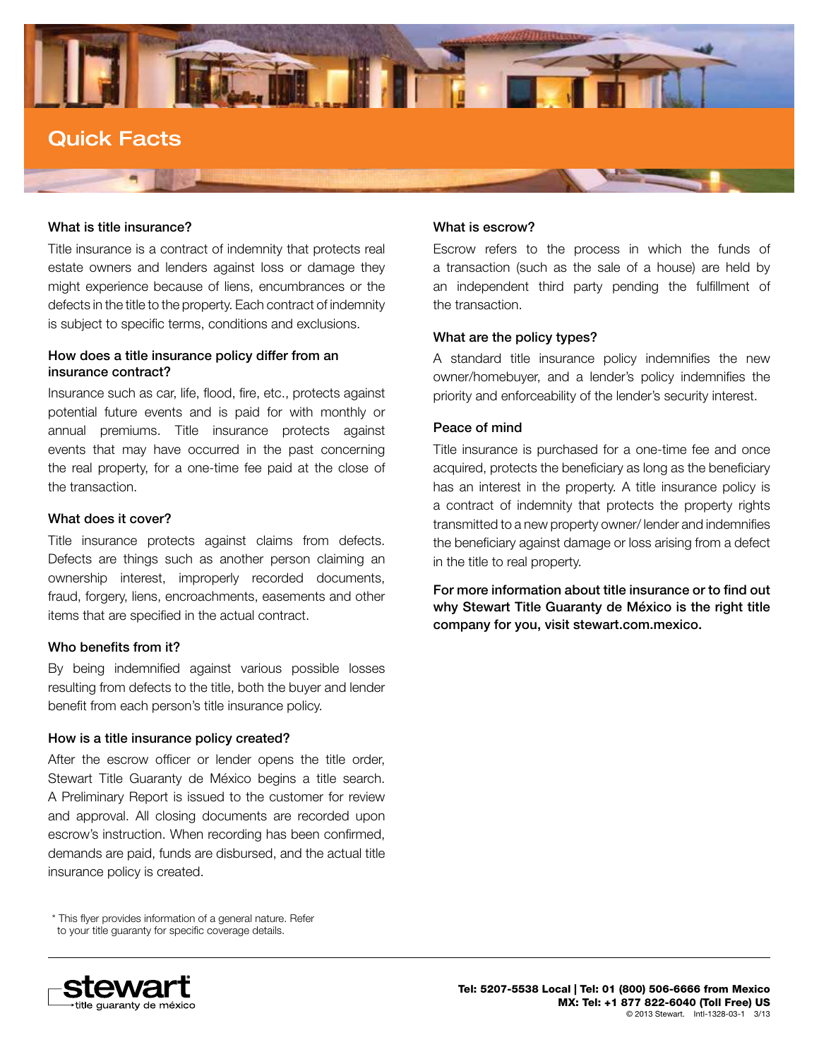# Quick Facts

### What is title insurance?

Title insurance is a contract of indemnity that protects real estate owners and lenders against loss or damage they might experience because of liens, encumbrances or the defects in the title to the property. Each contract of indemnity is subject to specific terms, conditions and exclusions.

### How does a title insurance policy differ from an insurance contract?

Insurance such as car, life, flood, fire, etc., protects against potential future events and is paid for with monthly or annual premiums. Title insurance protects against events that may have occurred in the past concerning the real property, for a one-time fee paid at the close of the transaction.

### What does it cover?

Title insurance protects against claims from defects. Defects are things such as another person claiming an ownership interest, improperly recorded documents, fraud, forgery, liens, encroachments, easements and other items that are specified in the actual contract.

### Who benefits from it?

By being indemnified against various possible losses resulting from defects to the title, both the buyer and lender benefit from each person's title insurance policy.

### How is a title insurance policy created?

After the escrow officer or lender opens the title order, Stewart Title Guaranty de México begins a title search. A Preliminary Report is issued to the customer for review and approval. All closing documents are recorded upon escrow's instruction. When recording has been confirmed, demands are paid, funds are disbursed, and the actual title insurance policy is created.

\* This flyer provides information of a general nature. Refer to your title guaranty for specific coverage details.

### What is escrow?

Escrow refers to the process in which the funds of a transaction (such as the sale of a house) are held by an independent third party pending the fulfillment of the transaction.

### What are the policy types?

A standard title insurance policy indemnifies the new owner/homebuyer, and a lender's policy indemnifies the priority and enforceability of the lender's security interest.

### Peace of mind

Title insurance is purchased for a one-time fee and once acquired, protects the beneficiary as long as the beneficiary has an interest in the property. A title insurance policy is a contract of indemnity that protects the property rights transmitted to a new property owner/ lender and indemnifies the beneficiary against damage or loss arising from a defect in the title to real property.

**For more information about title insurance or to find out why Stewart Title Guaranty de México is the right title company for you, visit stewart.com.mexico.**

stewart title guaranty de méxico

**Tel: 5207-5538 Local | Tel: 01 (800) 506-6666 from Mexico**
**MX: Tel: +1 877 822-6040 (Toll Free) US**
© 2013 Stewart. Intl-1328-03-1 3/13